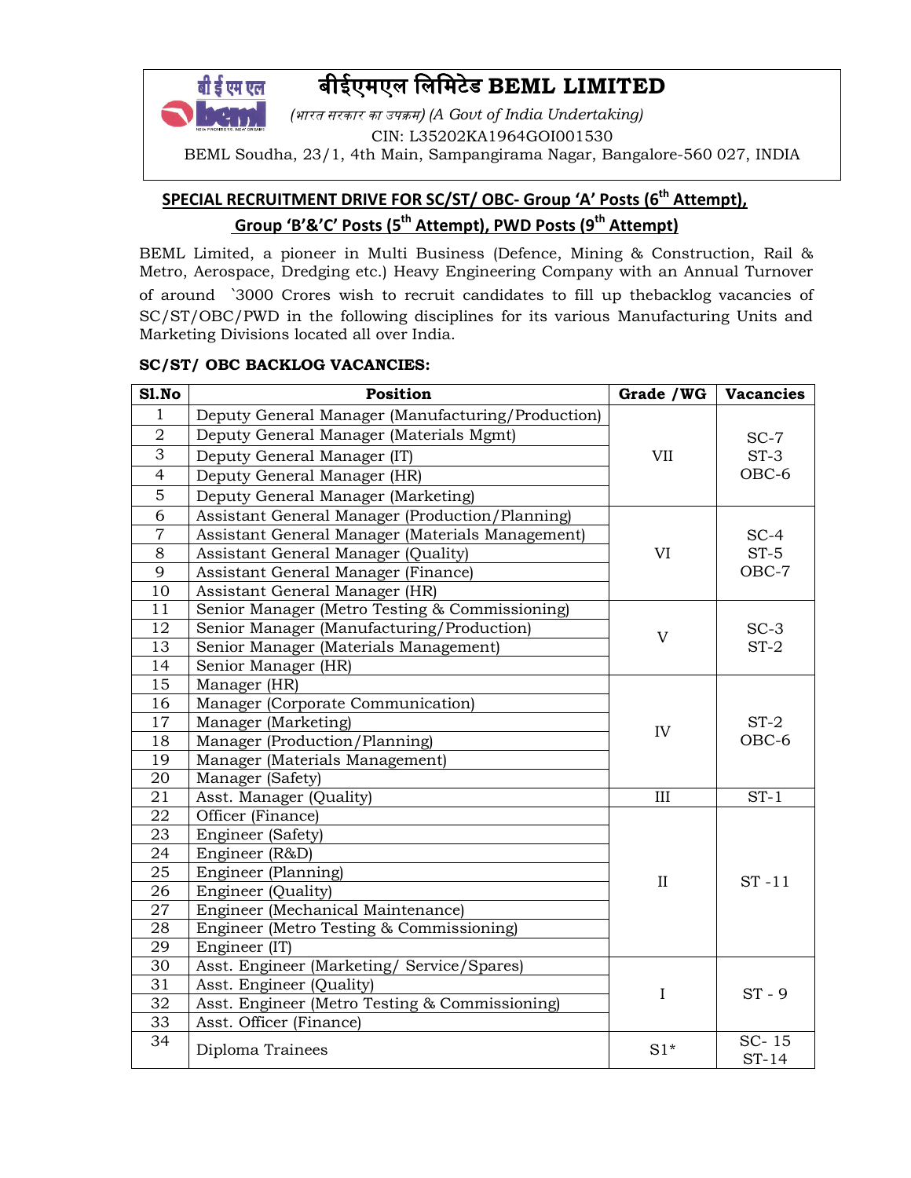# बीईएमएल लिमिटेड BEML LIMITED

*(भारत सरकार का उपक्रम) (A Govt of India Undertaking)*

CIN: L35202KA1964GOI001530

BEML Soudha, 23/1, 4th Main, Sampangirama Nagar, Bangalore-560 027, INDIA

## SPECIAL RECRUITMENT DRIVE FOR SC/ST/ OBC- Group 'A' Posts (6th Attempt), Group 'B'&'C' Posts (5th Attempt), PWD Posts (9th Attempt)

BEML Limited, a pioneer in Multi Business (Defence, Mining & Construction, Rail & Metro, Aerospace, Dredging etc.) Heavy Engineering Company with an Annual Turnover of around `3000 Crores wish to recruit candidates to fill up thebacklog vacancies of SC/ST/OBC/PWD in the following disciplines for its various Manufacturing Units and Marketing Divisions located all over India.

**SC/ST/ OBC BACKLOG VACANCIES:**

| Sl.No | Position | Grade /WG | Vacancies |
|---|---|---|---|
| 1 | Deputy General Manager (Manufacturing/Production) | VII | SC-7 ST-3 OBC-6 |
| 2 | Deputy General Manager (Materials Mgmt) | | |
| 3 | Deputy General Manager (IT) | | |
| 4 | Deputy General Manager (HR) | | |
| 5 | Deputy General Manager (Marketing) | | |
| 6 | Assistant General Manager (Production/Planning) | VI | SC-4 ST-5 OBC-7 |
| 7 | Assistant General Manager (Materials Management) | | |
| 8 | Assistant General Manager (Quality) | | |
| 9 | Assistant General Manager (Finance) | | |
| 10 | Assistant General Manager (HR) | | |
| 11 | Senior Manager (Metro Testing & Commissioning) | V | SC-3 ST-2 |
| 12 | Senior Manager (Manufacturing/Production) | | |
| 13 | Senior Manager (Materials Management) | | |
| 14 | Senior Manager (HR) | | |
| 15 | Manager (HR) | IV | ST-2 OBC-6 |
| 16 | Manager (Corporate Communication) | | |
| 17 | Manager (Marketing) | | |
| 18 | Manager (Production/Planning) | | |
| 19 | Manager (Materials Management) | | |
| 20 | Manager (Safety) | | |
| 21 | Asst. Manager (Quality) | III | ST-1 |
| 22 | Officer (Finance) | II | ST -11 |
| 23 | Engineer (Safety) | | |
| 24 | Engineer (R&D) | | |
| 25 | Engineer (Planning) | | |
| 26 | Engineer (Quality) | | |
| 27 | Engineer (Mechanical Maintenance) | | |
| 28 | Engineer (Metro Testing & Commissioning) | | |
| 29 | Engineer (IT) | | |
| 30 | Asst. Engineer (Marketing/ Service/Spares) | I | ST - 9 |
| 31 | Asst. Engineer (Quality) | | |
| 32 | Asst. Engineer (Metro Testing & Commissioning) | | |
| 33 | Asst. Officer (Finance) | | |
| 34 | Diploma Trainees | S1* | SC- 15 ST-14 |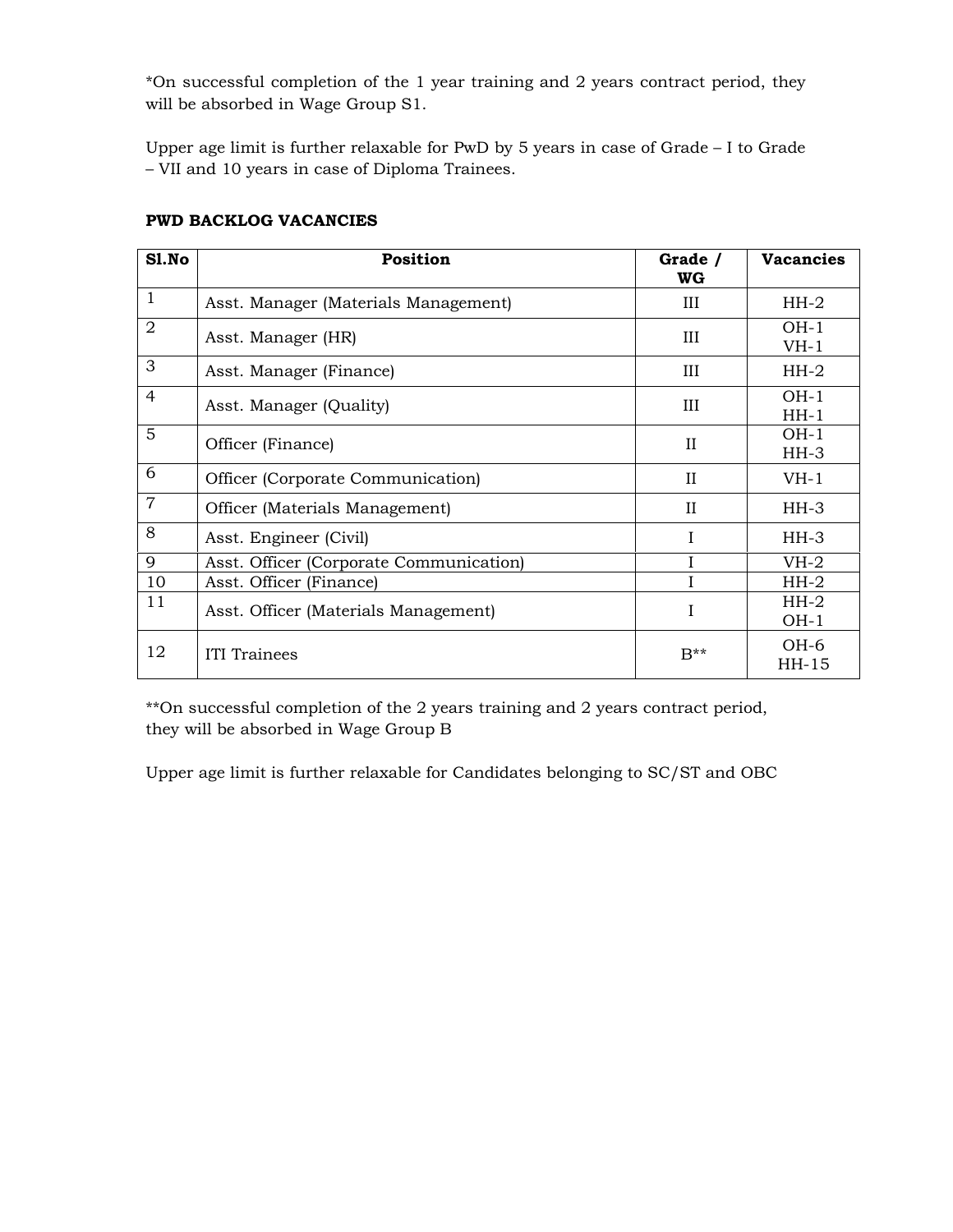*On successful completion of the 1 year training and 2 years contract period, they will be absorbed in Wage Group S1.

Upper age limit is further relaxable for PwD by 5 years in case of Grade – I to Grade – VII and 10 years in case of Diploma Trainees.

**PWD BACKLOG VACANCIES**

| Sl.No | Position | Grade / WG | Vacancies |
|---|---|---|---|
| 1 | Asst. Manager (Materials Management) | III | HH-2 |
| 2 | Asst. Manager (HR) | III | OH-1<br>VH-1 |
| 3 | Asst. Manager (Finance) | III | HH-2 |
| 4 | Asst. Manager (Quality) | III | OH-1<br>HH-1 |
| 5 | Officer (Finance) | II | OH-1<br>HH-3 |
| 6 | Officer (Corporate Communication) | II | VH-1 |
| 7 | Officer (Materials Management) | II | HH-3 |
| 8 | Asst. Engineer (Civil) | I | HH-3 |
| 9 | Asst. Officer (Corporate Communication) | I | VH-2 |
| 10 | Asst. Officer (Finance) | I | HH-2 |
| 11 | Asst. Officer (Materials Management) | I | HH-2<br>OH-1 |
| 12 | ITI Trainees | B** | OH-6<br>HH-15 |

**On successful completion of the 2 years training and 2 years contract period, they will be absorbed in Wage Group B

Upper age limit is further relaxable for Candidates belonging to SC/ST and OBC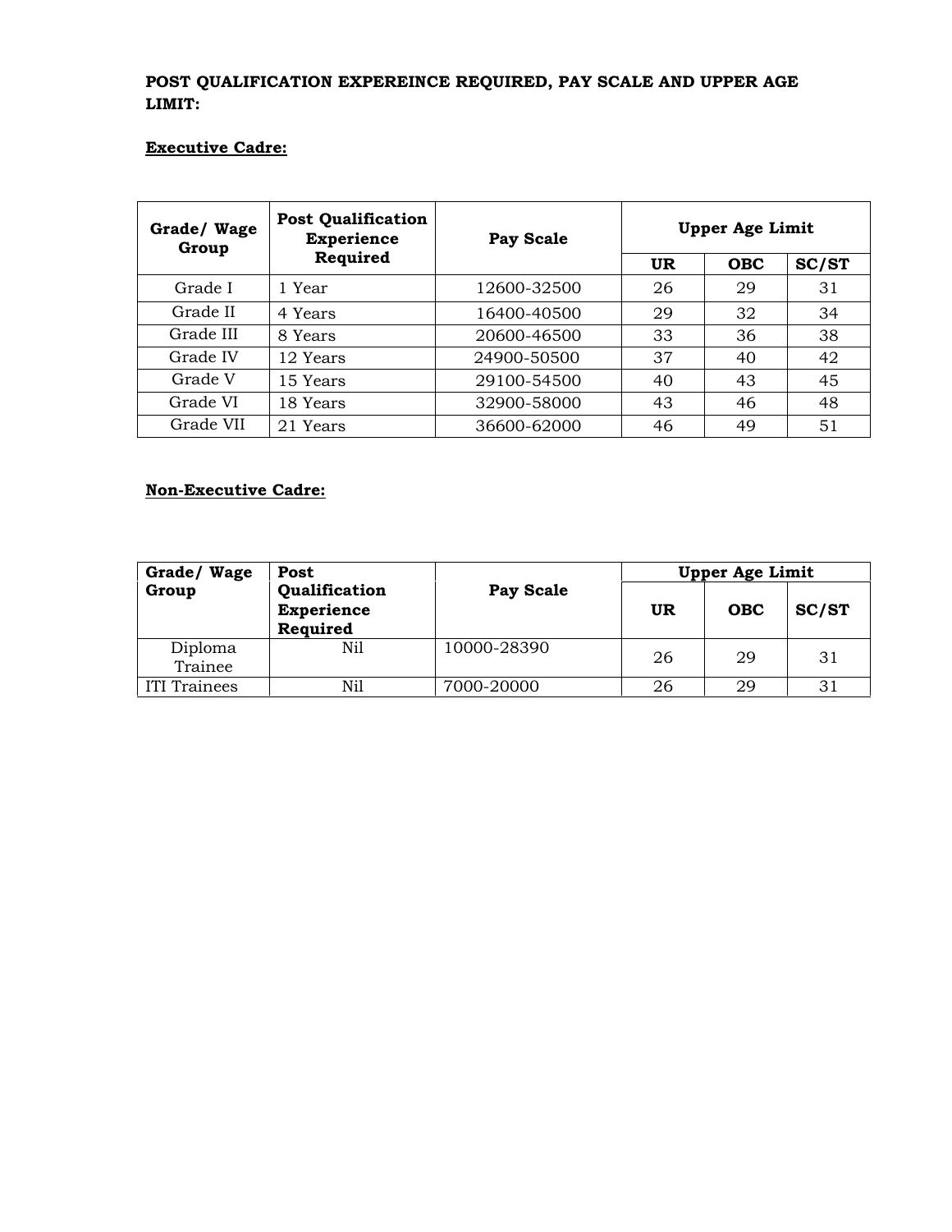**POST QUALIFICATION EXPEREINCE REQUIRED, PAY SCALE AND UPPER AGE LIMIT:**

**Executive Cadre:**

| Grade/ Wage Group | Post Qualification Experience Required | Pay Scale | Upper Age Limit | | |
|---|---|---|---|---|---|
| | | | UR | OBC | SC/ST |
| Grade I | 1 Year | 12600-32500 | 26 | 29 | 31 |
| Grade II | 4 Years | 16400-40500 | 29 | 32 | 34 |
| Grade III | 8 Years | 20600-46500 | 33 | 36 | 38 |
| Grade IV | 12 Years | 24900-50500 | 37 | 40 | 42 |
| Grade V | 15 Years | 29100-54500 | 40 | 43 | 45 |
| Grade VI | 18 Years | 32900-58000 | 43 | 46 | 48 |
| Grade VII | 21 Years | 36600-62000 | 46 | 49 | 51 |

**Non-Executive Cadre:**

| Grade/ Wage Group | Post Qualification Experience Required | Pay Scale | Upper Age Limit | | |
|---|---|---|---|---|---|
| | | | UR | OBC | SC/ST |
| Diploma Trainee | Nil | 10000-28390 | 26 | 29 | 31 |
| ITI Trainees | Nil | 7000-20000 | 26 | 29 | 31 |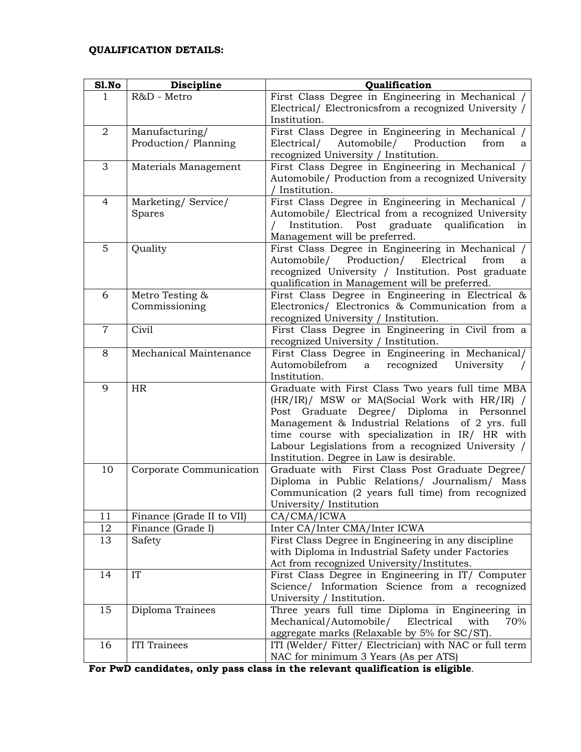**QUALIFICATION DETAILS:**

| Sl.No | Discipline | Qualification |
|---|---|---|
| 1 | R&D - Metro | First Class Degree in Engineering in Mechanical / Electrical/ Electronicsfrom a recognized University / Institution. |
| 2 | Manufacturing/ Production/ Planning | First Class Degree in Engineering in Mechanical / Electrical/ Automobile/ Production from a recognized University / Institution. |
| 3 | Materials Management | First Class Degree in Engineering in Mechanical / Automobile/ Production from a recognized University / Institution. |
| 4 | Marketing/ Service/ Spares | First Class Degree in Engineering in Mechanical / Automobile/ Electrical from a recognized University / Institution. Post graduate qualification in Management will be preferred. |
| 5 | Quality | First Class Degree in Engineering in Mechanical / Automobile/ Production/ Electrical from a recognized University / Institution. Post graduate qualification in Management will be preferred. |
| 6 | Metro Testing & Commissioning | First Class Degree in Engineering in Electrical & Electronics/ Electronics & Communication from a recognized University / Institution. |
| 7 | Civil | First Class Degree in Engineering in Civil from a recognized University / Institution. |
| 8 | Mechanical Maintenance | First Class Degree in Engineering in Mechanical/ Automobilefrom a recognized University / Institution. |
| 9 | HR | Graduate with First Class Two years full time MBA (HR/IR)/ MSW or MA(Social Work with HR/IR) / Post Graduate Degree/ Diploma in Personnel Management & Industrial Relations of 2 yrs. full time course with specialization in IR/ HR with Labour Legislations from a recognized University / Institution. Degree in Law is desirable. |
| 10 | Corporate Communication | Graduate with First Class Post Graduate Degree/ Diploma in Public Relations/ Journalism/ Mass Communication (2 years full time) from recognized University/ Institution |
| 11 | Finance (Grade II to VII) | CA/CMA/ICWA |
| 12 | Finance (Grade I) | Inter CA/Inter CMA/Inter ICWA |
| 13 | Safety | First Class Degree in Engineering in any discipline with Diploma in Industrial Safety under Factories Act from recognized University/Institutes. |
| 14 | IT | First Class Degree in Engineering in IT/ Computer Science/ Information Science from a recognized University / Institution. |
| 15 | Diploma Trainees | Three years full time Diploma in Engineering in Mechanical/Automobile/ Electrical with 70% aggregate marks (Relaxable by 5% for SC/ST). |
| 16 | ITI Trainees | ITI (Welder/ Fitter/ Electrician) with NAC or full term NAC for minimum 3 Years (As per ATS) |

**For PwD candidates, only pass class in the relevant qualification is eligible**.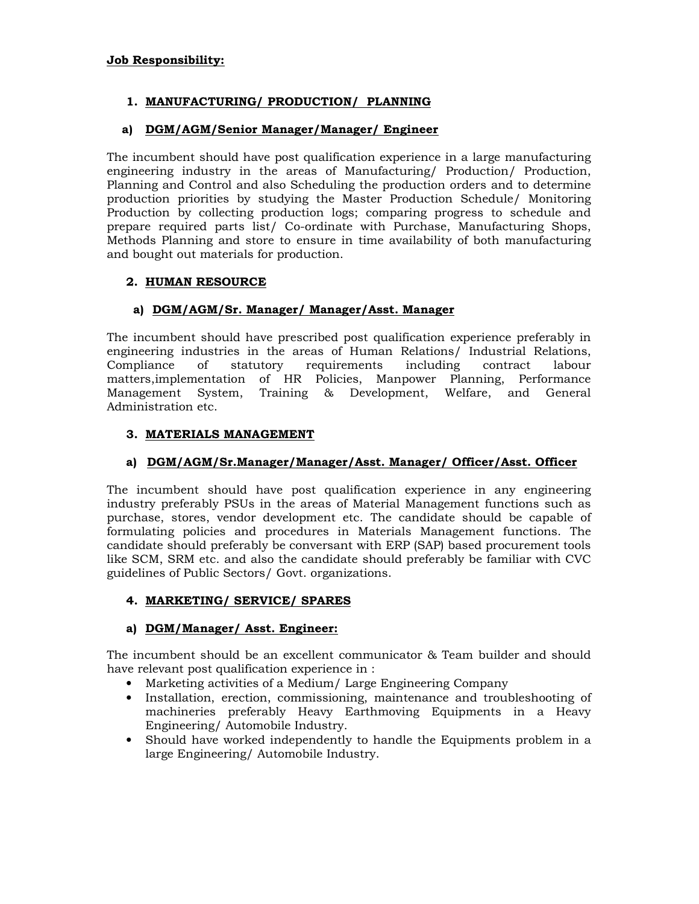**Job Responsibility:**

## 1. MANUFACTURING/ PRODUCTION/ PLANNING

### a) DGM/AGM/Senior Manager/Manager/ Engineer

The incumbent should have post qualification experience in a large manufacturing engineering industry in the areas of Manufacturing/ Production/ Production, Planning and Control and also Scheduling the production orders and to determine production priorities by studying the Master Production Schedule/ Monitoring Production by collecting production logs; comparing progress to schedule and prepare required parts list/ Co-ordinate with Purchase, Manufacturing Shops, Methods Planning and store to ensure in time availability of both manufacturing and bought out materials for production.

## 2. HUMAN RESOURCE

### a) DGM/AGM/Sr. Manager/ Manager/Asst. Manager

The incumbent should have prescribed post qualification experience preferably in engineering industries in the areas of Human Relations/ Industrial Relations, Compliance of statutory requirements including contract labour matters,implementation of HR Policies, Manpower Planning, Performance Management System, Training & Development, Welfare, and General Administration etc.

## 3. MATERIALS MANAGEMENT

### a) DGM/AGM/Sr.Manager/Manager/Asst. Manager/ Officer/Asst. Officer

The incumbent should have post qualification experience in any engineering industry preferably PSUs in the areas of Material Management functions such as purchase, stores, vendor development etc. The candidate should be capable of formulating policies and procedures in Materials Management functions. The candidate should preferably be conversant with ERP (SAP) based procurement tools like SCM, SRM etc. and also the candidate should preferably be familiar with CVC guidelines of Public Sectors/ Govt. organizations.

## 4. MARKETING/ SERVICE/ SPARES

### a) DGM/Manager/ Asst. Engineer:

The incumbent should be an excellent communicator & Team builder and should have relevant post qualification experience in :

- Marketing activities of a Medium/ Large Engineering Company
- Installation, erection, commissioning, maintenance and troubleshooting of machineries preferably Heavy Earthmoving Equipments in a Heavy Engineering/ Automobile Industry.
- Should have worked independently to handle the Equipments problem in a large Engineering/ Automobile Industry.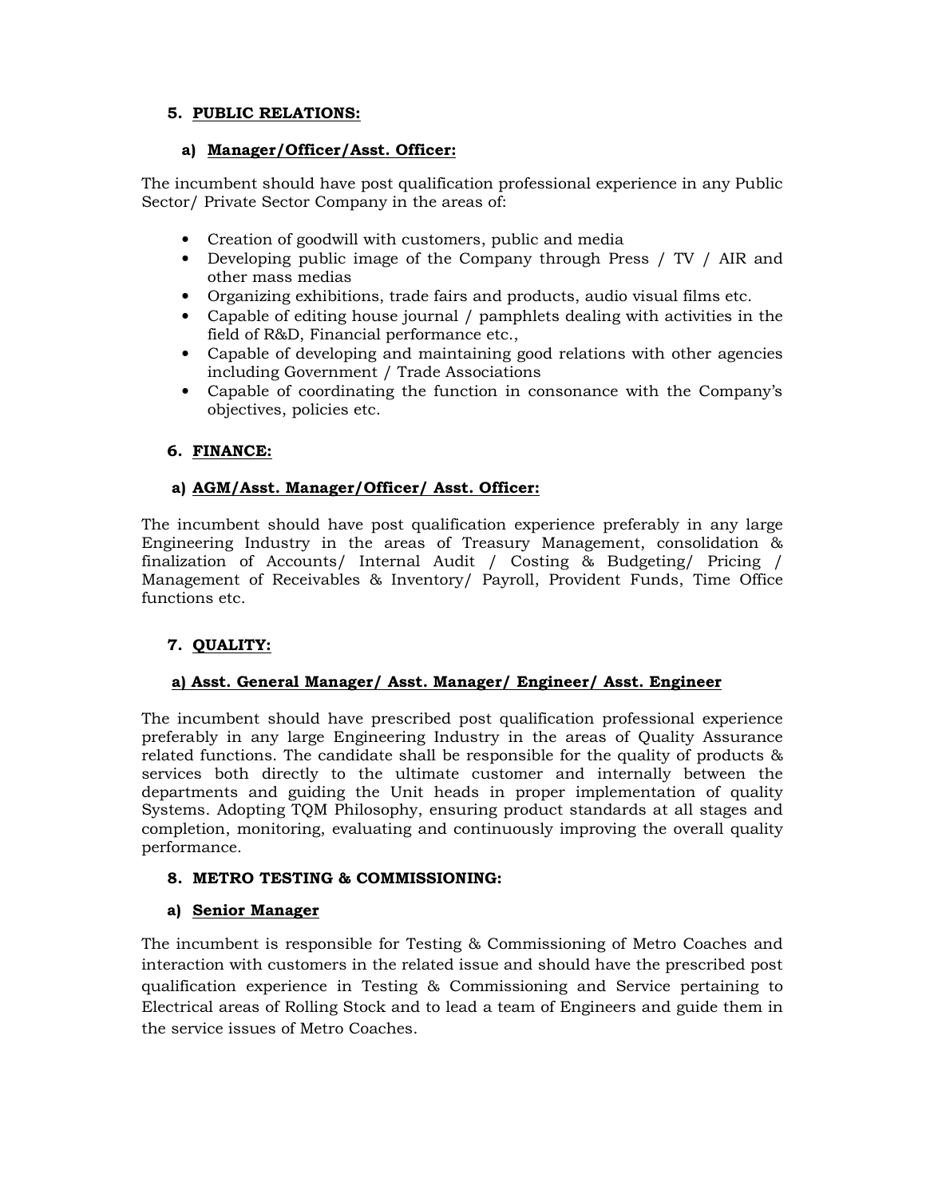## 5. PUBLIC RELATIONS:

### a) Manager/Officer/Asst. Officer:

The incumbent should have post qualification professional experience in any Public Sector/ Private Sector Company in the areas of:

- Creation of goodwill with customers, public and media
- Developing public image of the Company through Press / TV / AIR and other mass medias
- Organizing exhibitions, trade fairs and products, audio visual films etc.
- Capable of editing house journal / pamphlets dealing with activities in the field of R&D, Financial performance etc.,
- Capable of developing and maintaining good relations with other agencies including Government / Trade Associations
- Capable of coordinating the function in consonance with the Company's objectives, policies etc.

## 6. FINANCE:

### a) AGM/Asst. Manager/Officer/ Asst. Officer:

The incumbent should have post qualification experience preferably in any large Engineering Industry in the areas of Treasury Management, consolidation & finalization of Accounts/ Internal Audit / Costing & Budgeting/ Pricing / Management of Receivables & Inventory/ Payroll, Provident Funds, Time Office functions etc.

## 7. QUALITY:

### a) Asst. General Manager/ Asst. Manager/ Engineer/ Asst. Engineer

The incumbent should have prescribed post qualification professional experience preferably in any large Engineering Industry in the areas of Quality Assurance related functions. The candidate shall be responsible for the quality of products & services both directly to the ultimate customer and internally between the departments and guiding the Unit heads in proper implementation of quality Systems. Adopting TQM Philosophy, ensuring product standards at all stages and completion, monitoring, evaluating and continuously improving the overall quality performance.

## 8. METRO TESTING & COMMISSIONING:

### a) Senior Manager

The incumbent is responsible for Testing & Commissioning of Metro Coaches and interaction with customers in the related issue and should have the prescribed post qualification experience in Testing & Commissioning and Service pertaining to Electrical areas of Rolling Stock and to lead a team of Engineers and guide them in the service issues of Metro Coaches.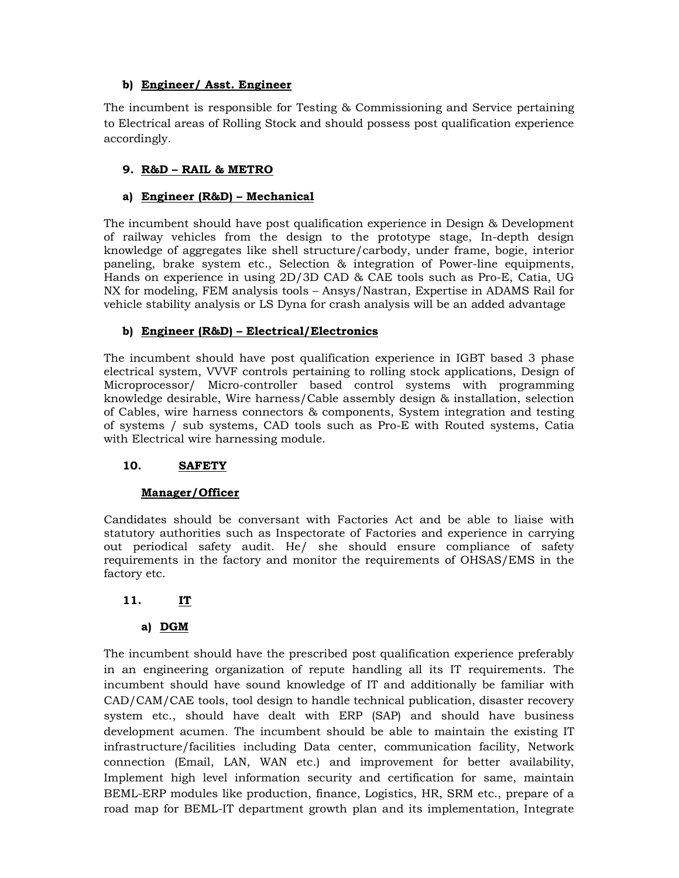**b) Engineer/ Asst. Engineer**

The incumbent is responsible for Testing & Commissioning and Service pertaining to Electrical areas of Rolling Stock and should possess post qualification experience accordingly.

## 9. R&D – RAIL & METRO

**a) Engineer (R&D) – Mechanical**

The incumbent should have post qualification experience in Design & Development of railway vehicles from the design to the prototype stage, In-depth design knowledge of aggregates like shell structure/carbody, under frame, bogie, interior paneling, brake system etc., Selection & integration of Power-line equipments, Hands on experience in using 2D/3D CAD & CAE tools such as Pro-E, Catia, UG NX for modeling, FEM analysis tools – Ansys/Nastran, Expertise in ADAMS Rail for vehicle stability analysis or LS Dyna for crash analysis will be an added advantage

**b) Engineer (R&D) – Electrical/Electronics**

The incumbent should have post qualification experience in IGBT based 3 phase electrical system, VVVF controls pertaining to rolling stock applications, Design of Microprocessor/ Micro-controller based control systems with programming knowledge desirable, Wire harness/Cable assembly design & installation, selection of Cables, wire harness connectors & components, System integration and testing of systems / sub systems, CAD tools such as Pro-E with Routed systems, Catia with Electrical wire harnessing module.

## 10. SAFETY

**Manager/Officer**

Candidates should be conversant with Factories Act and be able to liaise with statutory authorities such as Inspectorate of Factories and experience in carrying out periodical safety audit. He/ she should ensure compliance of safety requirements in the factory and monitor the requirements of OHSAS/EMS in the factory etc.

## 11. IT

**a) DGM**

The incumbent should have the prescribed post qualification experience preferably in an engineering organization of repute handling all its IT requirements. The incumbent should have sound knowledge of IT and additionally be familiar with CAD/CAM/CAE tools, tool design to handle technical publication, disaster recovery system etc., should have dealt with ERP (SAP) and should have business development acumen. The incumbent should be able to maintain the existing IT infrastructure/facilities including Data center, communication facility, Network connection (Email, LAN, WAN etc.) and improvement for better availability, Implement high level information security and certification for same, maintain BEML-ERP modules like production, finance, Logistics, HR, SRM etc., prepare of a road map for BEML-IT department growth plan and its implementation, Integrate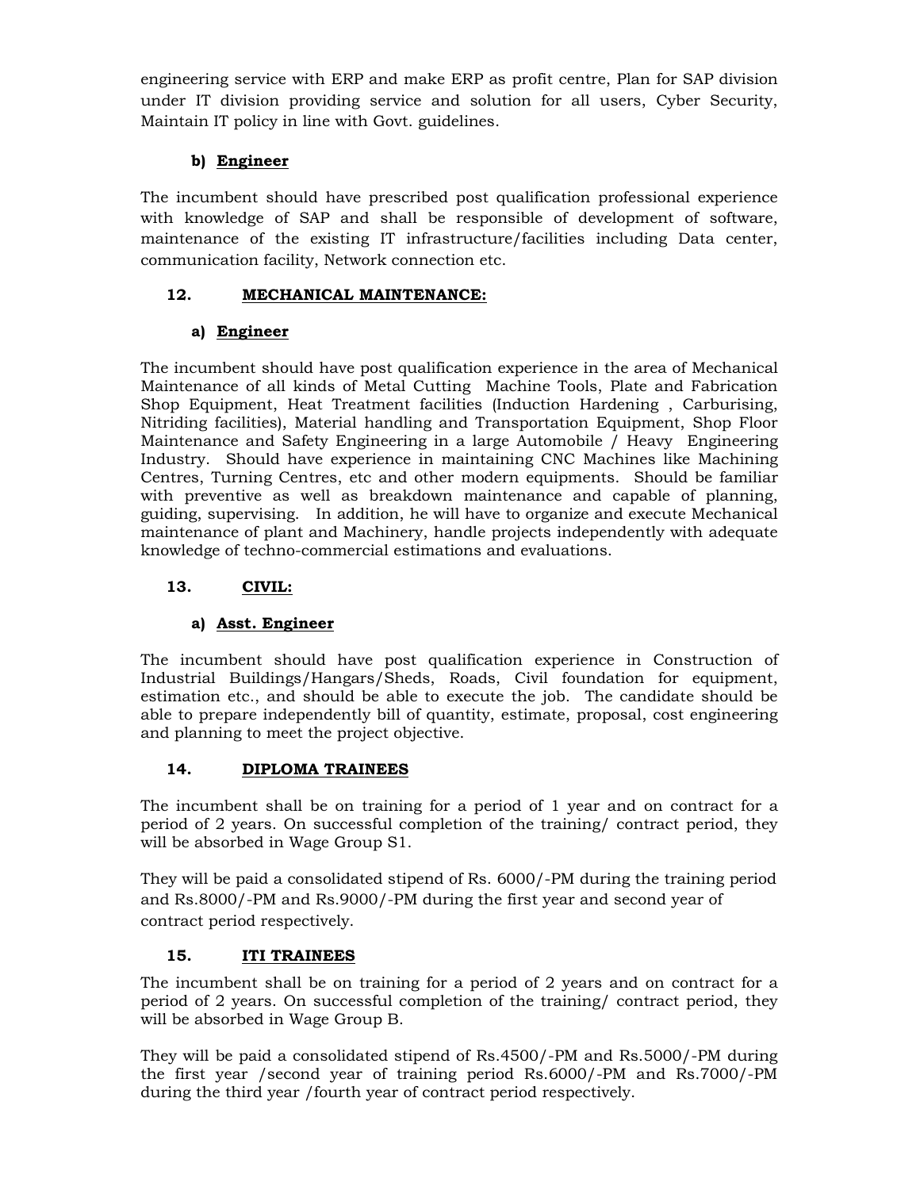engineering service with ERP and make ERP as profit centre, Plan for SAP division under IT division providing service and solution for all users, Cyber Security, Maintain IT policy in line with Govt. guidelines.

**b) Engineer**

The incumbent should have prescribed post qualification professional experience with knowledge of SAP and shall be responsible of development of software, maintenance of the existing IT infrastructure/facilities including Data center, communication facility, Network connection etc.

## 12. MECHANICAL MAINTENANCE:

**a) Engineer**

The incumbent should have post qualification experience in the area of Mechanical Maintenance of all kinds of Metal Cutting Machine Tools, Plate and Fabrication Shop Equipment, Heat Treatment facilities (Induction Hardening , Carburising, Nitriding facilities), Material handling and Transportation Equipment, Shop Floor Maintenance and Safety Engineering in a large Automobile / Heavy Engineering Industry. Should have experience in maintaining CNC Machines like Machining Centres, Turning Centres, etc and other modern equipments. Should be familiar with preventive as well as breakdown maintenance and capable of planning, guiding, supervising. In addition, he will have to organize and execute Mechanical maintenance of plant and Machinery, handle projects independently with adequate knowledge of techno-commercial estimations and evaluations.

## 13. CIVIL:

**a) Asst. Engineer**

The incumbent should have post qualification experience in Construction of Industrial Buildings/Hangars/Sheds, Roads, Civil foundation for equipment, estimation etc., and should be able to execute the job. The candidate should be able to prepare independently bill of quantity, estimate, proposal, cost engineering and planning to meet the project objective.

## 14. DIPLOMA TRAINEES

The incumbent shall be on training for a period of 1 year and on contract for a period of 2 years. On successful completion of the training/ contract period, they will be absorbed in Wage Group S1.

They will be paid a consolidated stipend of Rs. 6000/-PM during the training period and Rs.8000/-PM and Rs.9000/-PM during the first year and second year of contract period respectively.

## 15. ITI TRAINEES

The incumbent shall be on training for a period of 2 years and on contract for a period of 2 years. On successful completion of the training/ contract period, they will be absorbed in Wage Group B.

They will be paid a consolidated stipend of Rs.4500/-PM and Rs.5000/-PM during the first year /second year of training period Rs.6000/-PM and Rs.7000/-PM during the third year /fourth year of contract period respectively.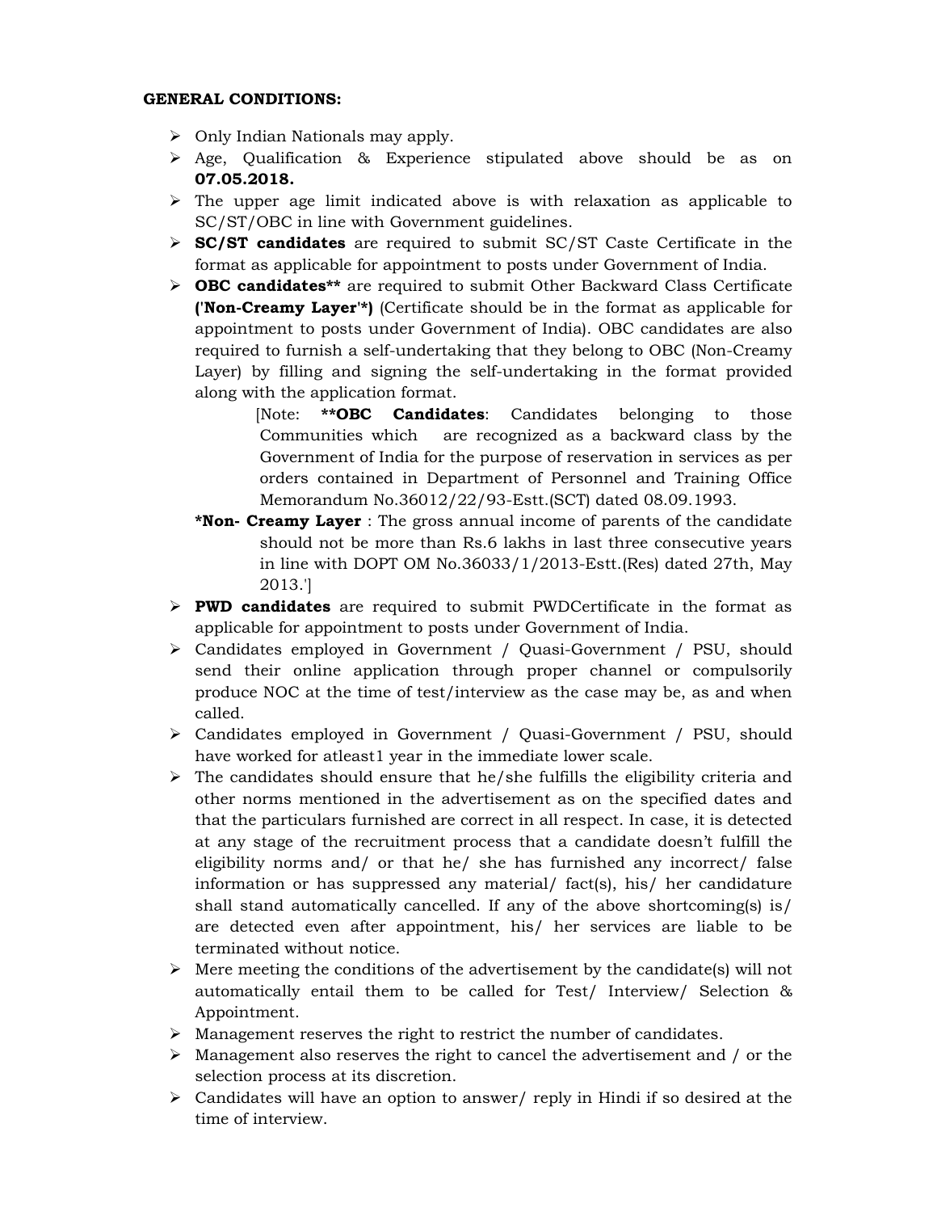**GENERAL CONDITIONS:**

- Only Indian Nationals may apply.
- Age, Qualification & Experience stipulated above should be as on **07.05.2018.**
- The upper age limit indicated above is with relaxation as applicable to SC/ST/OBC in line with Government guidelines.
- **SC/ST candidates** are required to submit SC/ST Caste Certificate in the format as applicable for appointment to posts under Government of India.
- **OBC candidates**** are required to submit Other Backward Class Certificate **('Non-Creamy Layer'*)** (Certificate should be in the format as applicable for appointment to posts under Government of India). OBC candidates are also required to furnish a self-undertaking that they belong to OBC (Non-Creamy Layer) by filling and signing the self-undertaking in the format provided along with the application format.

  [Note: ****OBC Candidates**: Candidates belonging to those Communities which are recognized as a backward class by the Government of India for the purpose of reservation in services as per orders contained in Department of Personnel and Training Office Memorandum No.36012/22/93-Estt.(SCT) dated 08.09.1993.

  ***Non- Creamy Layer** : The gross annual income of parents of the candidate should not be more than Rs.6 lakhs in last three consecutive years in line with DOPT OM No.36033/1/2013-Estt.(Res) dated 27th, May 2013.']
- **PWD candidates** are required to submit PWDCertificate in the format as applicable for appointment to posts under Government of India.
- Candidates employed in Government / Quasi-Government / PSU, should send their online application through proper channel or compulsorily produce NOC at the time of test/interview as the case may be, as and when called.
- Candidates employed in Government / Quasi-Government / PSU, should have worked for atleast1 year in the immediate lower scale.
- The candidates should ensure that he/she fulfills the eligibility criteria and other norms mentioned in the advertisement as on the specified dates and that the particulars furnished are correct in all respect. In case, it is detected at any stage of the recruitment process that a candidate doesn't fulfill the eligibility norms and/ or that he/ she has furnished any incorrect/ false information or has suppressed any material/ fact(s), his/ her candidature shall stand automatically cancelled. If any of the above shortcoming(s) is/ are detected even after appointment, his/ her services are liable to be terminated without notice.
- Mere meeting the conditions of the advertisement by the candidate(s) will not automatically entail them to be called for Test/ Interview/ Selection & Appointment.
- Management reserves the right to restrict the number of candidates.
- Management also reserves the right to cancel the advertisement and / or the selection process at its discretion.
- Candidates will have an option to answer/ reply in Hindi if so desired at the time of interview.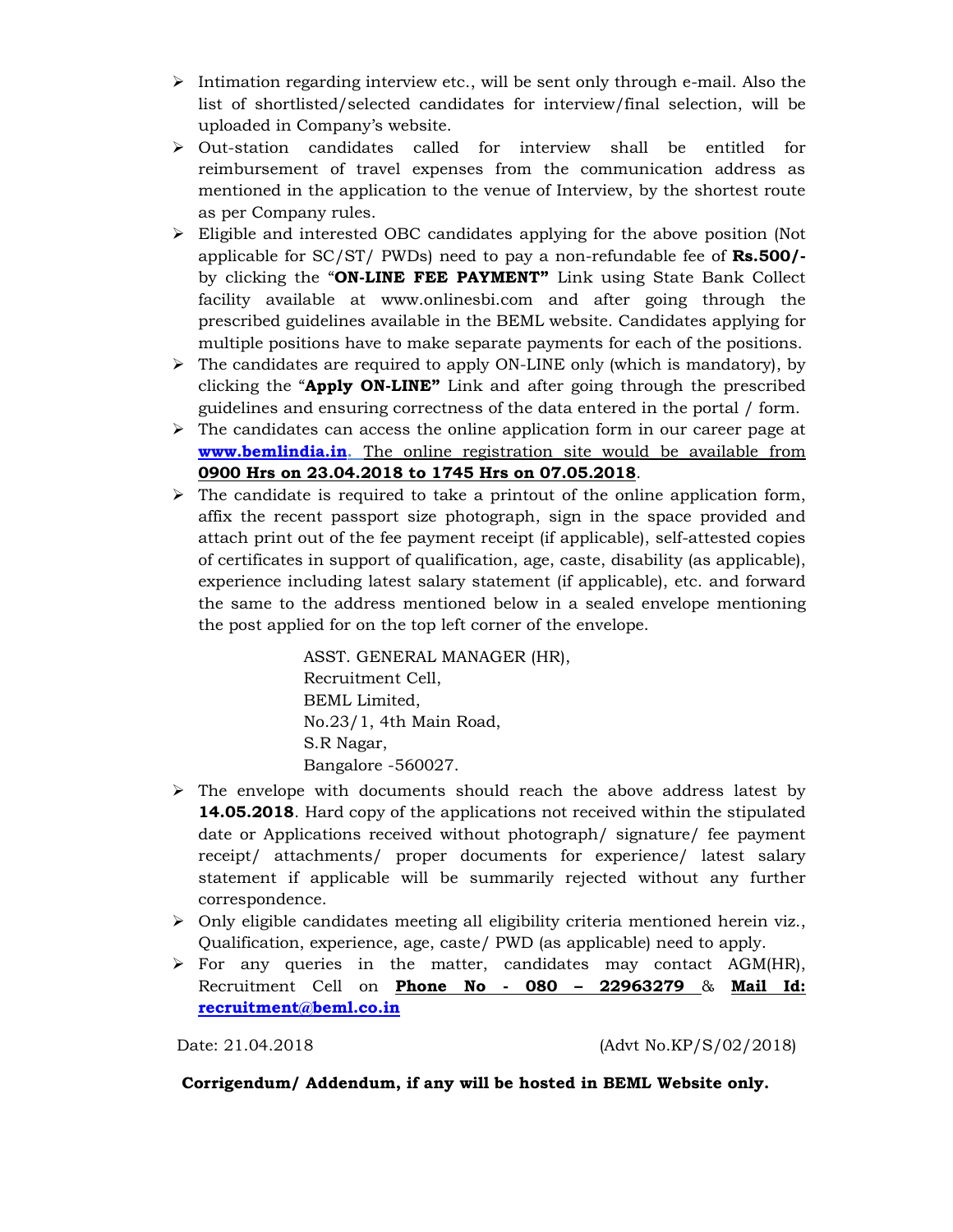- Intimation regarding interview etc., will be sent only through e-mail. Also the list of shortlisted/selected candidates for interview/final selection, will be uploaded in Company's website.
- Out-station candidates called for interview shall be entitled for reimbursement of travel expenses from the communication address as mentioned in the application to the venue of Interview, by the shortest route as per Company rules.
- Eligible and interested OBC candidates applying for the above position (Not applicable for SC/ST/ PWDs) need to pay a non-refundable fee of **Rs.500/-** by clicking the "**ON-LINE FEE PAYMENT"** Link using State Bank Collect facility available at www.onlinesbi.com and after going through the prescribed guidelines available in the BEML website. Candidates applying for multiple positions have to make separate payments for each of the positions.
- The candidates are required to apply ON-LINE only (which is mandatory), by clicking the "**Apply ON-LINE"** Link and after going through the prescribed guidelines and ensuring correctness of the data entered in the portal / form.
- The candidates can access the online application form in our career page at **www.bemlindia.in**. The online registration site would be available from **0900 Hrs on 23.04.2018 to 1745 Hrs on 07.05.2018**.
- The candidate is required to take a printout of the online application form, affix the recent passport size photograph, sign in the space provided and attach print out of the fee payment receipt (if applicable), self-attested copies of certificates in support of qualification, age, caste, disability (as applicable), experience including latest salary statement (if applicable), etc. and forward the same to the address mentioned below in a sealed envelope mentioning the post applied for on the top left corner of the envelope.

  ASST. GENERAL MANAGER (HR),
  Recruitment Cell,
  BEML Limited,
  No.23/1, 4th Main Road,
  S.R Nagar,
  Bangalore -560027.

- The envelope with documents should reach the above address latest by **14.05.2018**. Hard copy of the applications not received within the stipulated date or Applications received without photograph/ signature/ fee payment receipt/ attachments/ proper documents for experience/ latest salary statement if applicable will be summarily rejected without any further correspondence.
- Only eligible candidates meeting all eligibility criteria mentioned herein viz., Qualification, experience, age, caste/ PWD (as applicable) need to apply.
- For any queries in the matter, candidates may contact AGM(HR), Recruitment Cell on **Phone No - 080 – 22963279** & **Mail Id: recruitment@beml.co.in**

Date: 21.04.2018 (Advt No.KP/S/02/2018)

**Corrigendum/ Addendum, if any will be hosted in BEML Website only.**